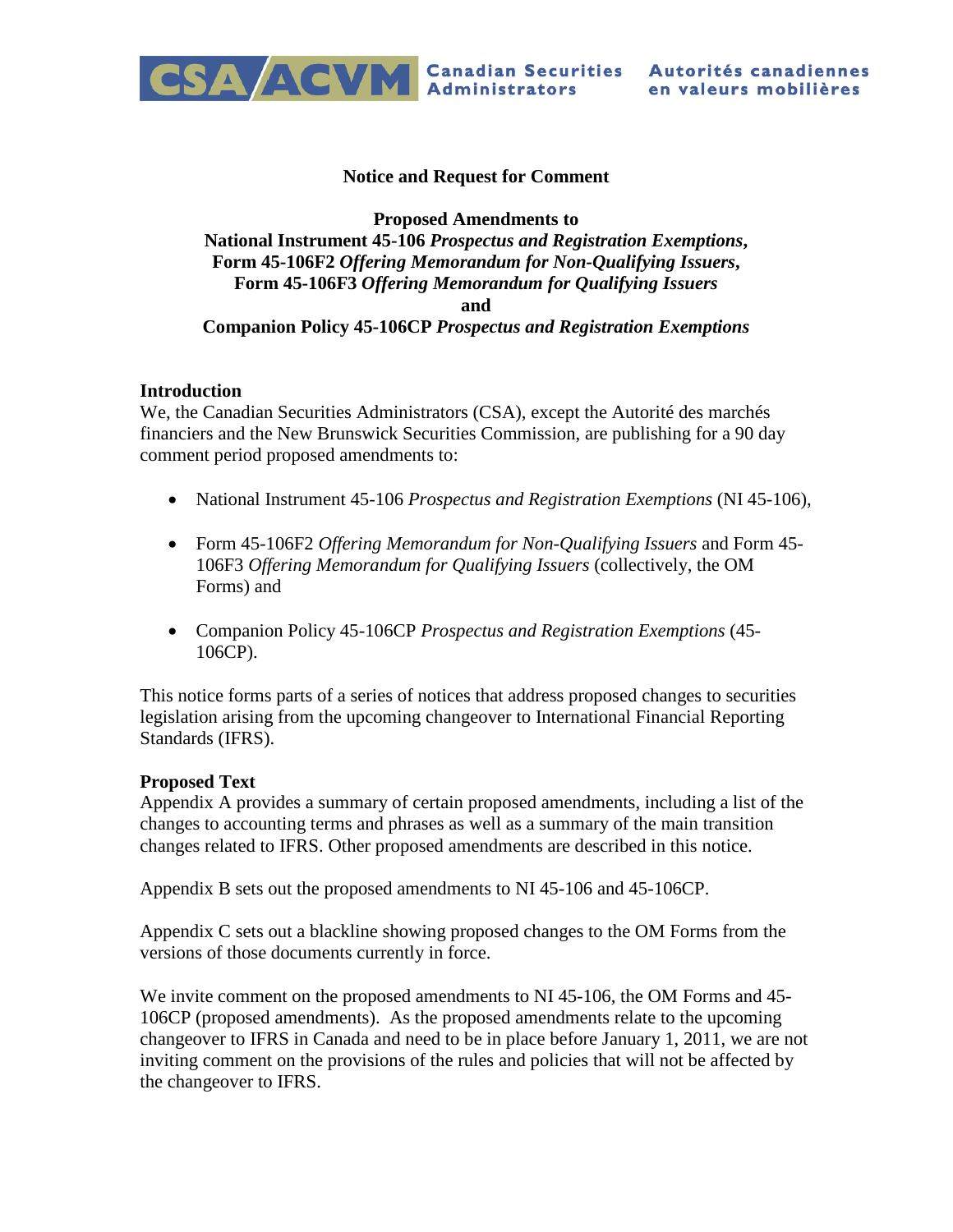**Canadian Securities Administrators** | **Autorités canadiennes en valeurs mobilières**

**Notice and Request for Comment**

**Proposed Amendments to**
**National Instrument 45-106** ***Prospectus and Registration Exemptions*****,**
**Form 45-106F2** ***Offering Memorandum for Non-Qualifying Issuers*****,**
**Form 45-106F3** ***Offering Memorandum for Qualifying Issuers***
**and**
**Companion Policy 45-106CP** ***Prospectus and Registration Exemptions***

**Introduction**

We, the Canadian Securities Administrators (CSA), except the Autorité des marchés financiers and the New Brunswick Securities Commission, are publishing for a 90 day comment period proposed amendments to:

- National Instrument 45-106 *Prospectus and Registration Exemptions* (NI 45-106),
- Form 45-106F2 *Offering Memorandum for Non-Qualifying Issuers* and Form 45-106F3 *Offering Memorandum for Qualifying Issuers* (collectively, the OM Forms) and
- Companion Policy 45-106CP *Prospectus and Registration Exemptions* (45-106CP).

This notice forms parts of a series of notices that address proposed changes to securities legislation arising from the upcoming changeover to International Financial Reporting Standards (IFRS).

**Proposed Text**

Appendix A provides a summary of certain proposed amendments, including a list of the changes to accounting terms and phrases as well as a summary of the main transition changes related to IFRS. Other proposed amendments are described in this notice.

Appendix B sets out the proposed amendments to NI 45-106 and 45-106CP.

Appendix C sets out a blackline showing proposed changes to the OM Forms from the versions of those documents currently in force.

We invite comment on the proposed amendments to NI 45-106, the OM Forms and 45-106CP (proposed amendments). As the proposed amendments relate to the upcoming changeover to IFRS in Canada and need to be in place before January 1, 2011, we are not inviting comment on the provisions of the rules and policies that will not be affected by the changeover to IFRS.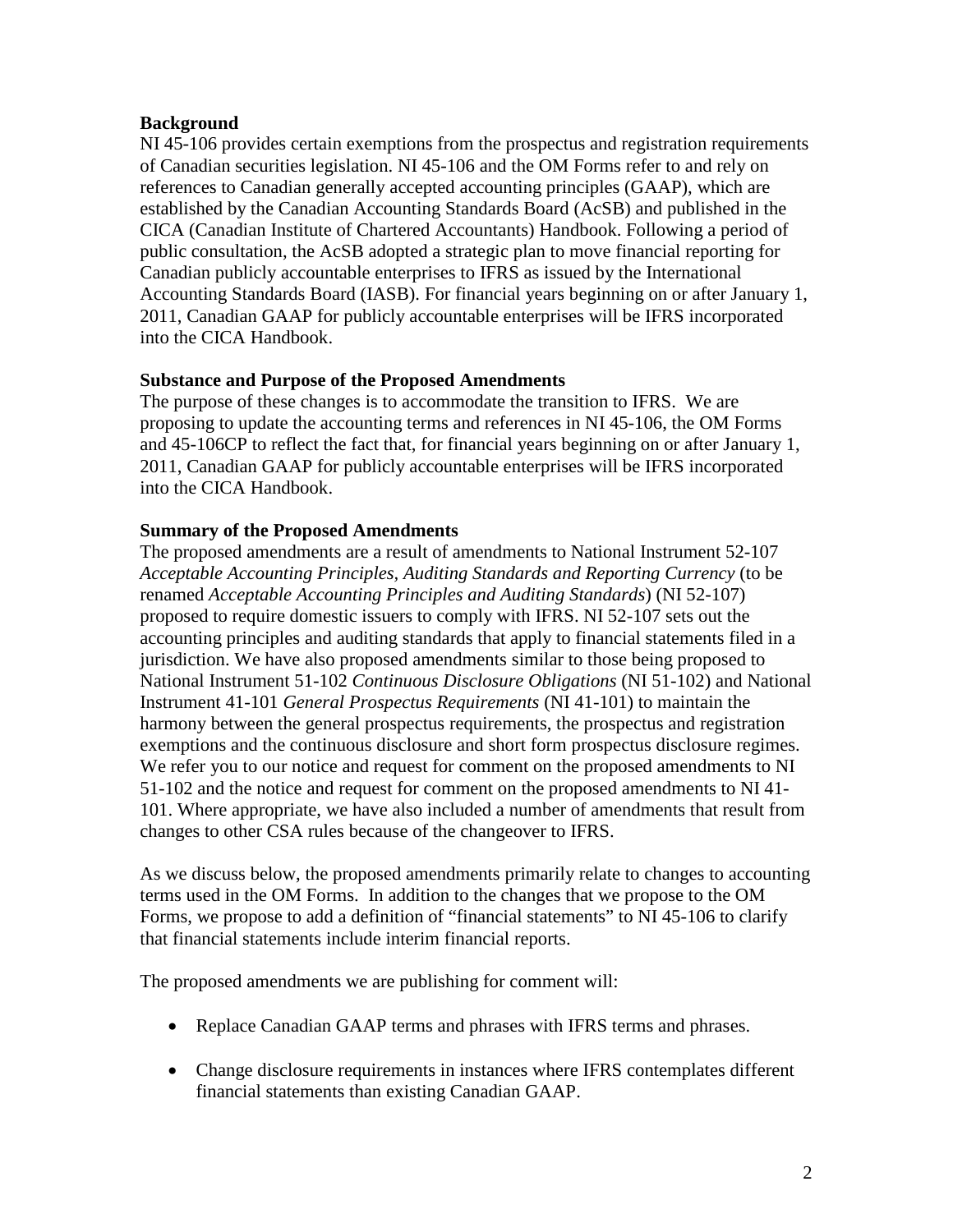**Background**

NI 45-106 provides certain exemptions from the prospectus and registration requirements of Canadian securities legislation. NI 45-106 and the OM Forms refer to and rely on references to Canadian generally accepted accounting principles (GAAP), which are established by the Canadian Accounting Standards Board (AcSB) and published in the CICA (Canadian Institute of Chartered Accountants) Handbook. Following a period of public consultation, the AcSB adopted a strategic plan to move financial reporting for Canadian publicly accountable enterprises to IFRS as issued by the International Accounting Standards Board (IASB). For financial years beginning on or after January 1, 2011, Canadian GAAP for publicly accountable enterprises will be IFRS incorporated into the CICA Handbook.

**Substance and Purpose of the Proposed Amendments**

The purpose of these changes is to accommodate the transition to IFRS. We are proposing to update the accounting terms and references in NI 45-106, the OM Forms and 45-106CP to reflect the fact that, for financial years beginning on or after January 1, 2011, Canadian GAAP for publicly accountable enterprises will be IFRS incorporated into the CICA Handbook.

**Summary of the Proposed Amendments**

The proposed amendments are a result of amendments to National Instrument 52-107 *Acceptable Accounting Principles, Auditing Standards and Reporting Currency* (to be renamed *Acceptable Accounting Principles and Auditing Standards*) (NI 52-107) proposed to require domestic issuers to comply with IFRS. NI 52-107 sets out the accounting principles and auditing standards that apply to financial statements filed in a jurisdiction. We have also proposed amendments similar to those being proposed to National Instrument 51-102 *Continuous Disclosure Obligations* (NI 51-102) and National Instrument 41-101 *General Prospectus Requirements* (NI 41-101) to maintain the harmony between the general prospectus requirements, the prospectus and registration exemptions and the continuous disclosure and short form prospectus disclosure regimes. We refer you to our notice and request for comment on the proposed amendments to NI 51-102 and the notice and request for comment on the proposed amendments to NI 41-101. Where appropriate, we have also included a number of amendments that result from changes to other CSA rules because of the changeover to IFRS.

As we discuss below, the proposed amendments primarily relate to changes to accounting terms used in the OM Forms. In addition to the changes that we propose to the OM Forms, we propose to add a definition of "financial statements" to NI 45-106 to clarify that financial statements include interim financial reports.

The proposed amendments we are publishing for comment will:

- Replace Canadian GAAP terms and phrases with IFRS terms and phrases.
- Change disclosure requirements in instances where IFRS contemplates different financial statements than existing Canadian GAAP.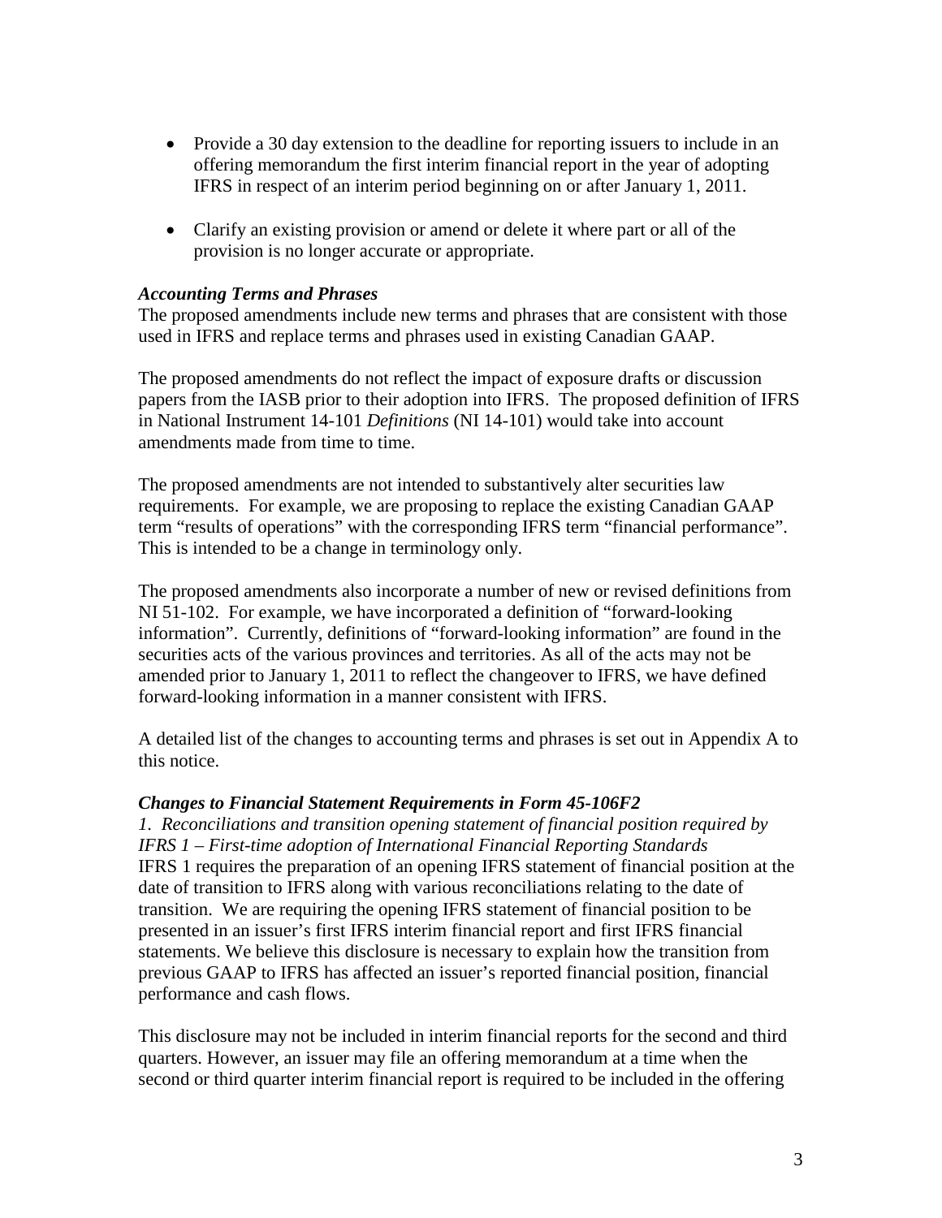- Provide a 30 day extension to the deadline for reporting issuers to include in an offering memorandum the first interim financial report in the year of adopting IFRS in respect of an interim period beginning on or after January 1, 2011.

- Clarify an existing provision or amend or delete it where part or all of the provision is no longer accurate or appropriate.

***Accounting Terms and Phrases***

The proposed amendments include new terms and phrases that are consistent with those used in IFRS and replace terms and phrases used in existing Canadian GAAP.

The proposed amendments do not reflect the impact of exposure drafts or discussion papers from the IASB prior to their adoption into IFRS. The proposed definition of IFRS in National Instrument 14-101 *Definitions* (NI 14-101) would take into account amendments made from time to time.

The proposed amendments are not intended to substantively alter securities law requirements. For example, we are proposing to replace the existing Canadian GAAP term "results of operations" with the corresponding IFRS term "financial performance". This is intended to be a change in terminology only.

The proposed amendments also incorporate a number of new or revised definitions from NI 51-102. For example, we have incorporated a definition of "forward-looking information". Currently, definitions of "forward-looking information" are found in the securities acts of the various provinces and territories. As all of the acts may not be amended prior to January 1, 2011 to reflect the changeover to IFRS, we have defined forward-looking information in a manner consistent with IFRS.

A detailed list of the changes to accounting terms and phrases is set out in Appendix A to this notice.

***Changes to Financial Statement Requirements in Form 45-106F2***

*1. Reconciliations and transition opening statement of financial position required by IFRS 1 – First-time adoption of International Financial Reporting Standards*

IFRS 1 requires the preparation of an opening IFRS statement of financial position at the date of transition to IFRS along with various reconciliations relating to the date of transition. We are requiring the opening IFRS statement of financial position to be presented in an issuer's first IFRS interim financial report and first IFRS financial statements. We believe this disclosure is necessary to explain how the transition from previous GAAP to IFRS has affected an issuer's reported financial position, financial performance and cash flows.

This disclosure may not be included in interim financial reports for the second and third quarters. However, an issuer may file an offering memorandum at a time when the second or third quarter interim financial report is required to be included in the offering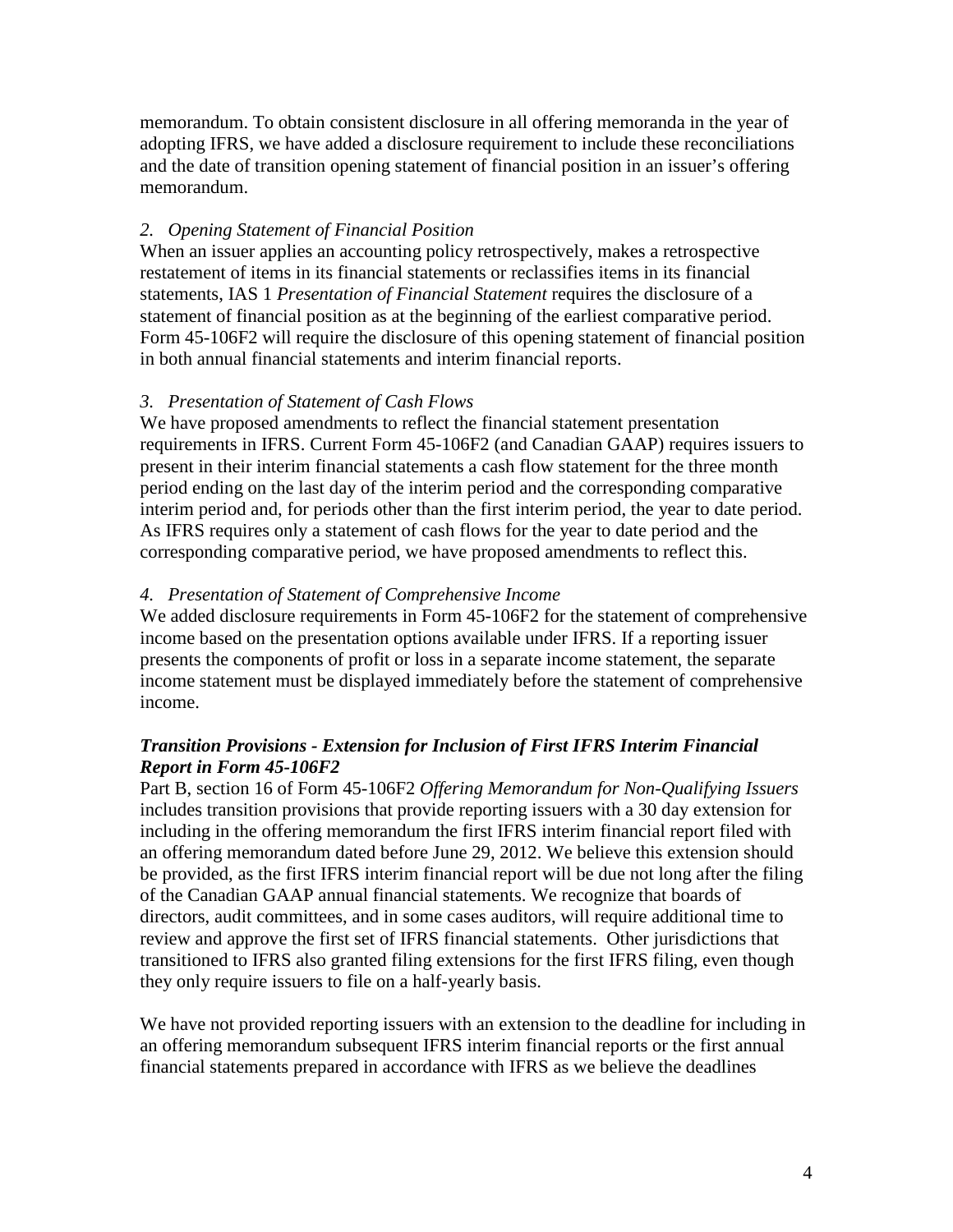memorandum. To obtain consistent disclosure in all offering memoranda in the year of adopting IFRS, we have added a disclosure requirement to include these reconciliations and the date of transition opening statement of financial position in an issuer's offering memorandum.

*2. Opening Statement of Financial Position*

When an issuer applies an accounting policy retrospectively, makes a retrospective restatement of items in its financial statements or reclassifies items in its financial statements, IAS 1 *Presentation of Financial Statement* requires the disclosure of a statement of financial position as at the beginning of the earliest comparative period. Form 45-106F2 will require the disclosure of this opening statement of financial position in both annual financial statements and interim financial reports.

*3. Presentation of Statement of Cash Flows*

We have proposed amendments to reflect the financial statement presentation requirements in IFRS. Current Form 45-106F2 (and Canadian GAAP) requires issuers to present in their interim financial statements a cash flow statement for the three month period ending on the last day of the interim period and the corresponding comparative interim period and, for periods other than the first interim period, the year to date period. As IFRS requires only a statement of cash flows for the year to date period and the corresponding comparative period, we have proposed amendments to reflect this.

*4. Presentation of Statement of Comprehensive Income*

We added disclosure requirements in Form 45-106F2 for the statement of comprehensive income based on the presentation options available under IFRS. If a reporting issuer presents the components of profit or loss in a separate income statement, the separate income statement must be displayed immediately before the statement of comprehensive income.

***Transition Provisions - Extension for Inclusion of First IFRS Interim Financial Report in Form 45-106F2***

Part B, section 16 of Form 45-106F2 *Offering Memorandum for Non-Qualifying Issuers* includes transition provisions that provide reporting issuers with a 30 day extension for including in the offering memorandum the first IFRS interim financial report filed with an offering memorandum dated before June 29, 2012. We believe this extension should be provided, as the first IFRS interim financial report will be due not long after the filing of the Canadian GAAP annual financial statements. We recognize that boards of directors, audit committees, and in some cases auditors, will require additional time to review and approve the first set of IFRS financial statements. Other jurisdictions that transitioned to IFRS also granted filing extensions for the first IFRS filing, even though they only require issuers to file on a half-yearly basis.

We have not provided reporting issuers with an extension to the deadline for including in an offering memorandum subsequent IFRS interim financial reports or the first annual financial statements prepared in accordance with IFRS as we believe the deadlines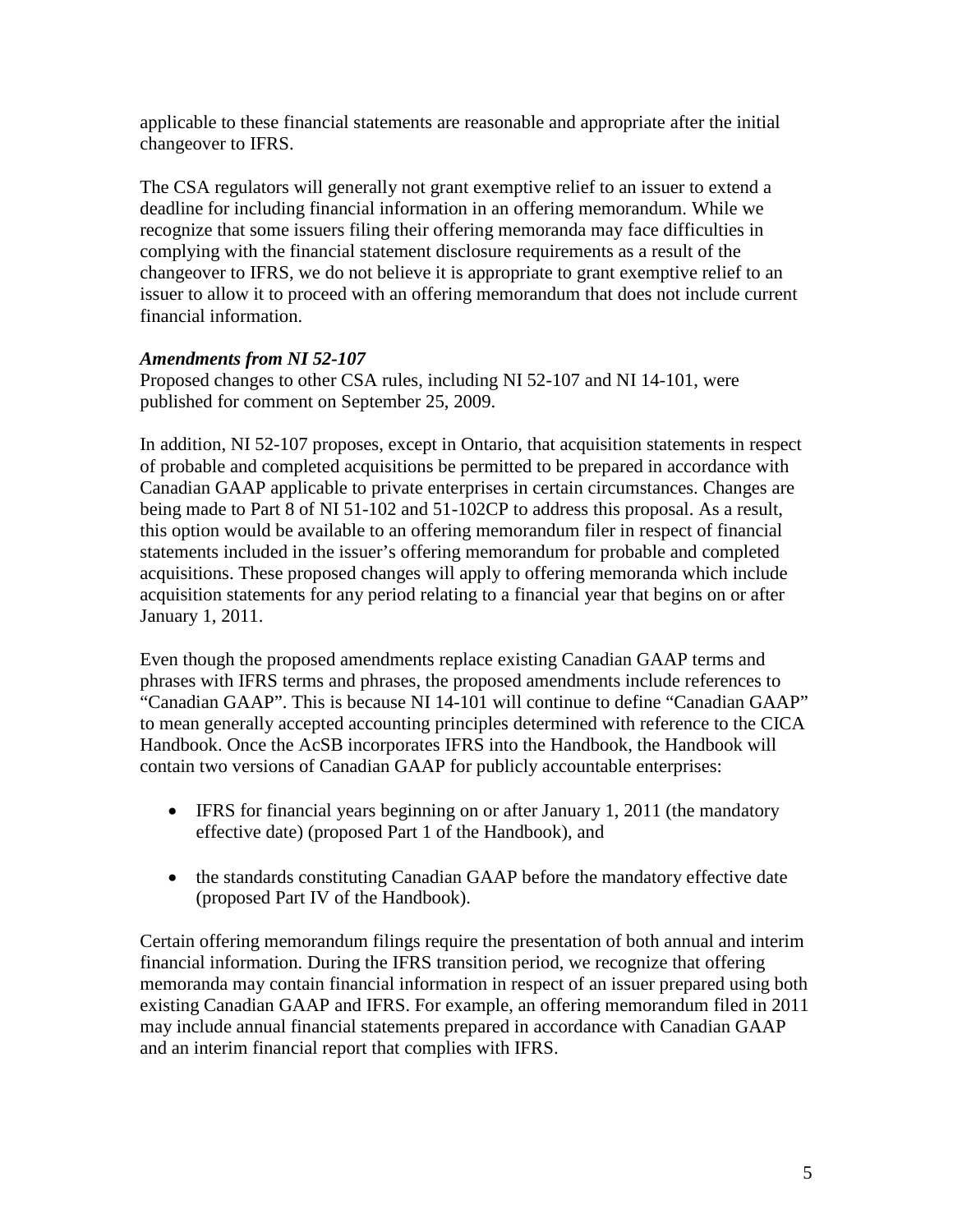applicable to these financial statements are reasonable and appropriate after the initial changeover to IFRS.

The CSA regulators will generally not grant exemptive relief to an issuer to extend a deadline for including financial information in an offering memorandum. While we recognize that some issuers filing their offering memoranda may face difficulties in complying with the financial statement disclosure requirements as a result of the changeover to IFRS, we do not believe it is appropriate to grant exemptive relief to an issuer to allow it to proceed with an offering memorandum that does not include current financial information.

***Amendments from NI 52-107***

Proposed changes to other CSA rules, including NI 52-107 and NI 14-101, were published for comment on September 25, 2009.

In addition, NI 52-107 proposes, except in Ontario, that acquisition statements in respect of probable and completed acquisitions be permitted to be prepared in accordance with Canadian GAAP applicable to private enterprises in certain circumstances. Changes are being made to Part 8 of NI 51-102 and 51-102CP to address this proposal. As a result, this option would be available to an offering memorandum filer in respect of financial statements included in the issuer's offering memorandum for probable and completed acquisitions. These proposed changes will apply to offering memoranda which include acquisition statements for any period relating to a financial year that begins on or after January 1, 2011.

Even though the proposed amendments replace existing Canadian GAAP terms and phrases with IFRS terms and phrases, the proposed amendments include references to "Canadian GAAP". This is because NI 14-101 will continue to define "Canadian GAAP" to mean generally accepted accounting principles determined with reference to the CICA Handbook. Once the AcSB incorporates IFRS into the Handbook, the Handbook will contain two versions of Canadian GAAP for publicly accountable enterprises:

- IFRS for financial years beginning on or after January 1, 2011 (the mandatory effective date) (proposed Part 1 of the Handbook), and
- the standards constituting Canadian GAAP before the mandatory effective date (proposed Part IV of the Handbook).

Certain offering memorandum filings require the presentation of both annual and interim financial information. During the IFRS transition period, we recognize that offering memoranda may contain financial information in respect of an issuer prepared using both existing Canadian GAAP and IFRS. For example, an offering memorandum filed in 2011 may include annual financial statements prepared in accordance with Canadian GAAP and an interim financial report that complies with IFRS.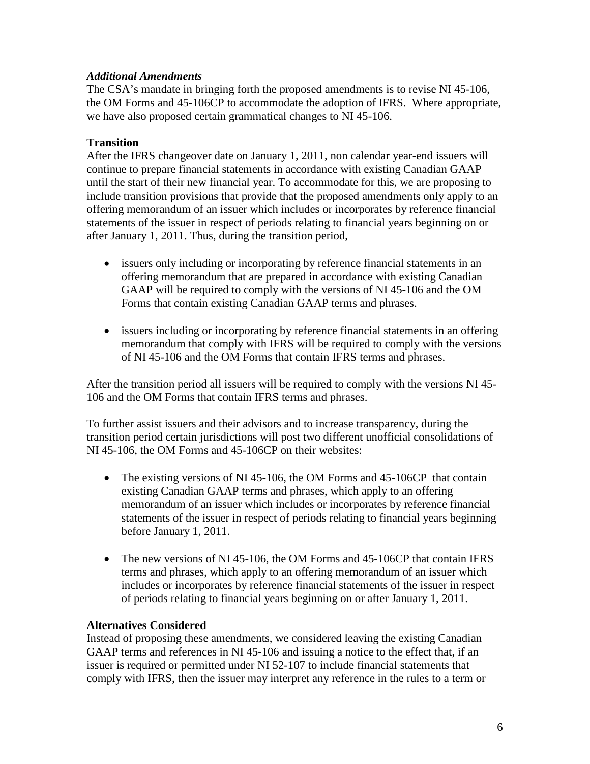### *Additional Amendments*

The CSA's mandate in bringing forth the proposed amendments is to revise NI 45-106, the OM Forms and 45-106CP to accommodate the adoption of IFRS. Where appropriate, we have also proposed certain grammatical changes to NI 45-106.

## **Transition**

After the IFRS changeover date on January 1, 2011, non calendar year-end issuers will continue to prepare financial statements in accordance with existing Canadian GAAP until the start of their new financial year. To accommodate for this, we are proposing to include transition provisions that provide that the proposed amendments only apply to an offering memorandum of an issuer which includes or incorporates by reference financial statements of the issuer in respect of periods relating to financial years beginning on or after January 1, 2011. Thus, during the transition period,

- issuers only including or incorporating by reference financial statements in an offering memorandum that are prepared in accordance with existing Canadian GAAP will be required to comply with the versions of NI 45-106 and the OM Forms that contain existing Canadian GAAP terms and phrases.

- issuers including or incorporating by reference financial statements in an offering memorandum that comply with IFRS will be required to comply with the versions of NI 45-106 and the OM Forms that contain IFRS terms and phrases.

After the transition period all issuers will be required to comply with the versions NI 45-106 and the OM Forms that contain IFRS terms and phrases.

To further assist issuers and their advisors and to increase transparency, during the transition period certain jurisdictions will post two different unofficial consolidations of NI 45-106, the OM Forms and 45-106CP on their websites:

- The existing versions of NI 45-106, the OM Forms and 45-106CP that contain existing Canadian GAAP terms and phrases, which apply to an offering memorandum of an issuer which includes or incorporates by reference financial statements of the issuer in respect of periods relating to financial years beginning before January 1, 2011.

- The new versions of NI 45-106, the OM Forms and 45-106CP that contain IFRS terms and phrases, which apply to an offering memorandum of an issuer which includes or incorporates by reference financial statements of the issuer in respect of periods relating to financial years beginning on or after January 1, 2011.

## **Alternatives Considered**

Instead of proposing these amendments, we considered leaving the existing Canadian GAAP terms and references in NI 45-106 and issuing a notice to the effect that, if an issuer is required or permitted under NI 52-107 to include financial statements that comply with IFRS, then the issuer may interpret any reference in the rules to a term or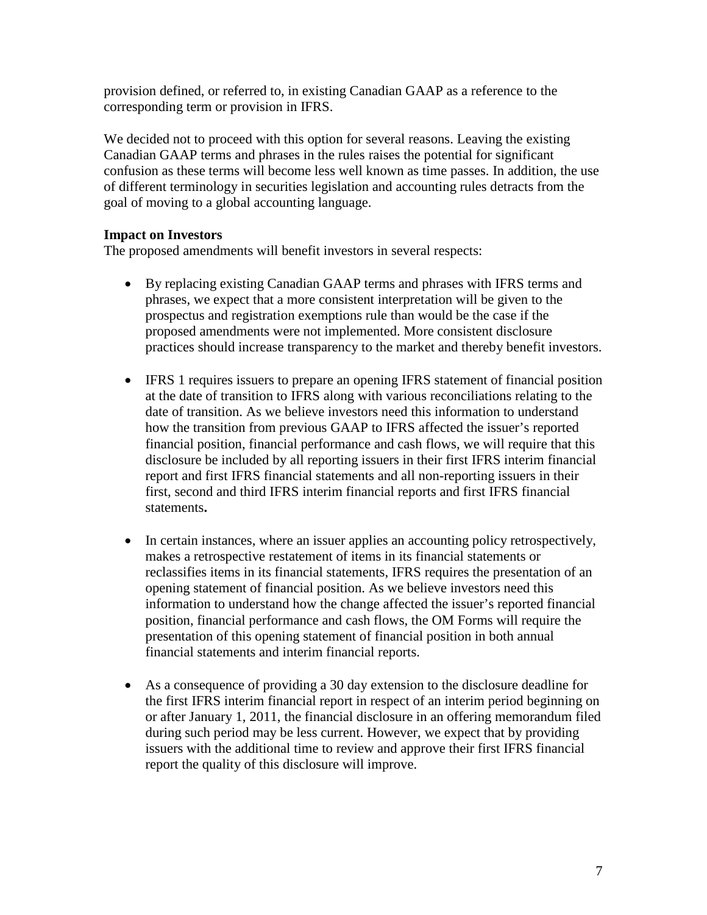provision defined, or referred to, in existing Canadian GAAP as a reference to the corresponding term or provision in IFRS.

We decided not to proceed with this option for several reasons. Leaving the existing Canadian GAAP terms and phrases in the rules raises the potential for significant confusion as these terms will become less well known as time passes. In addition, the use of different terminology in securities legislation and accounting rules detracts from the goal of moving to a global accounting language.

**Impact on Investors**

The proposed amendments will benefit investors in several respects:

- By replacing existing Canadian GAAP terms and phrases with IFRS terms and phrases, we expect that a more consistent interpretation will be given to the prospectus and registration exemptions rule than would be the case if the proposed amendments were not implemented. More consistent disclosure practices should increase transparency to the market and thereby benefit investors.

- IFRS 1 requires issuers to prepare an opening IFRS statement of financial position at the date of transition to IFRS along with various reconciliations relating to the date of transition. As we believe investors need this information to understand how the transition from previous GAAP to IFRS affected the issuer's reported financial position, financial performance and cash flows, we will require that this disclosure be included by all reporting issuers in their first IFRS interim financial report and first IFRS financial statements and all non-reporting issuers in their first, second and third IFRS interim financial reports and first IFRS financial statements**.**

- In certain instances, where an issuer applies an accounting policy retrospectively, makes a retrospective restatement of items in its financial statements or reclassifies items in its financial statements, IFRS requires the presentation of an opening statement of financial position. As we believe investors need this information to understand how the change affected the issuer's reported financial position, financial performance and cash flows, the OM Forms will require the presentation of this opening statement of financial position in both annual financial statements and interim financial reports.

- As a consequence of providing a 30 day extension to the disclosure deadline for the first IFRS interim financial report in respect of an interim period beginning on or after January 1, 2011, the financial disclosure in an offering memorandum filed during such period may be less current. However, we expect that by providing issuers with the additional time to review and approve their first IFRS financial report the quality of this disclosure will improve.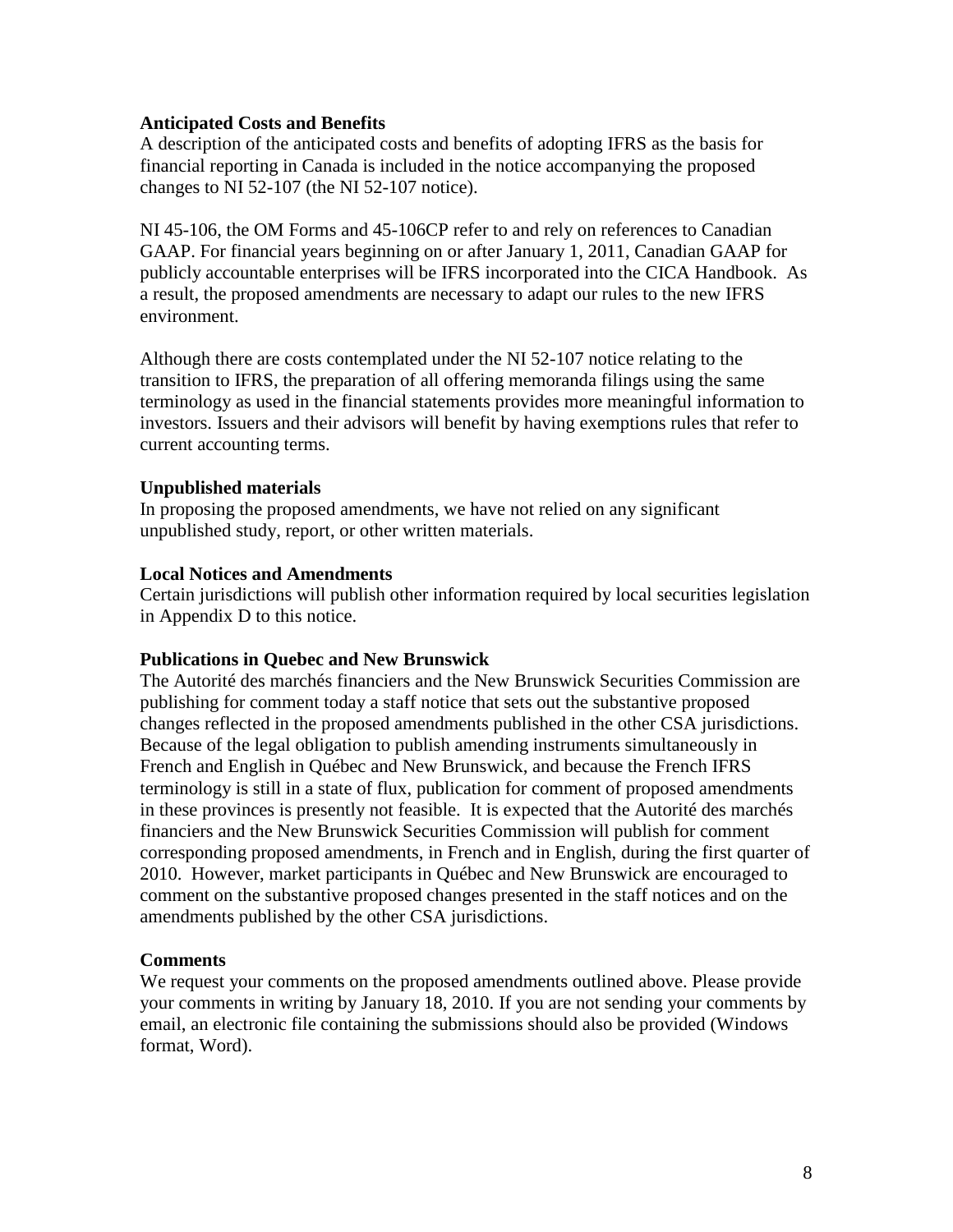**Anticipated Costs and Benefits**

A description of the anticipated costs and benefits of adopting IFRS as the basis for financial reporting in Canada is included in the notice accompanying the proposed changes to NI 52-107 (the NI 52-107 notice).

NI 45-106, the OM Forms and 45-106CP refer to and rely on references to Canadian GAAP. For financial years beginning on or after January 1, 2011, Canadian GAAP for publicly accountable enterprises will be IFRS incorporated into the CICA Handbook. As a result, the proposed amendments are necessary to adapt our rules to the new IFRS environment.

Although there are costs contemplated under the NI 52-107 notice relating to the transition to IFRS, the preparation of all offering memoranda filings using the same terminology as used in the financial statements provides more meaningful information to investors. Issuers and their advisors will benefit by having exemptions rules that refer to current accounting terms.

**Unpublished materials**

In proposing the proposed amendments, we have not relied on any significant unpublished study, report, or other written materials.

**Local Notices and Amendments**

Certain jurisdictions will publish other information required by local securities legislation in Appendix D to this notice.

**Publications in Quebec and New Brunswick**

The Autorité des marchés financiers and the New Brunswick Securities Commission are publishing for comment today a staff notice that sets out the substantive proposed changes reflected in the proposed amendments published in the other CSA jurisdictions. Because of the legal obligation to publish amending instruments simultaneously in French and English in Québec and New Brunswick, and because the French IFRS terminology is still in a state of flux, publication for comment of proposed amendments in these provinces is presently not feasible. It is expected that the Autorité des marchés financiers and the New Brunswick Securities Commission will publish for comment corresponding proposed amendments, in French and in English, during the first quarter of 2010. However, market participants in Québec and New Brunswick are encouraged to comment on the substantive proposed changes presented in the staff notices and on the amendments published by the other CSA jurisdictions.

**Comments**

We request your comments on the proposed amendments outlined above. Please provide your comments in writing by January 18, 2010. If you are not sending your comments by email, an electronic file containing the submissions should also be provided (Windows format, Word).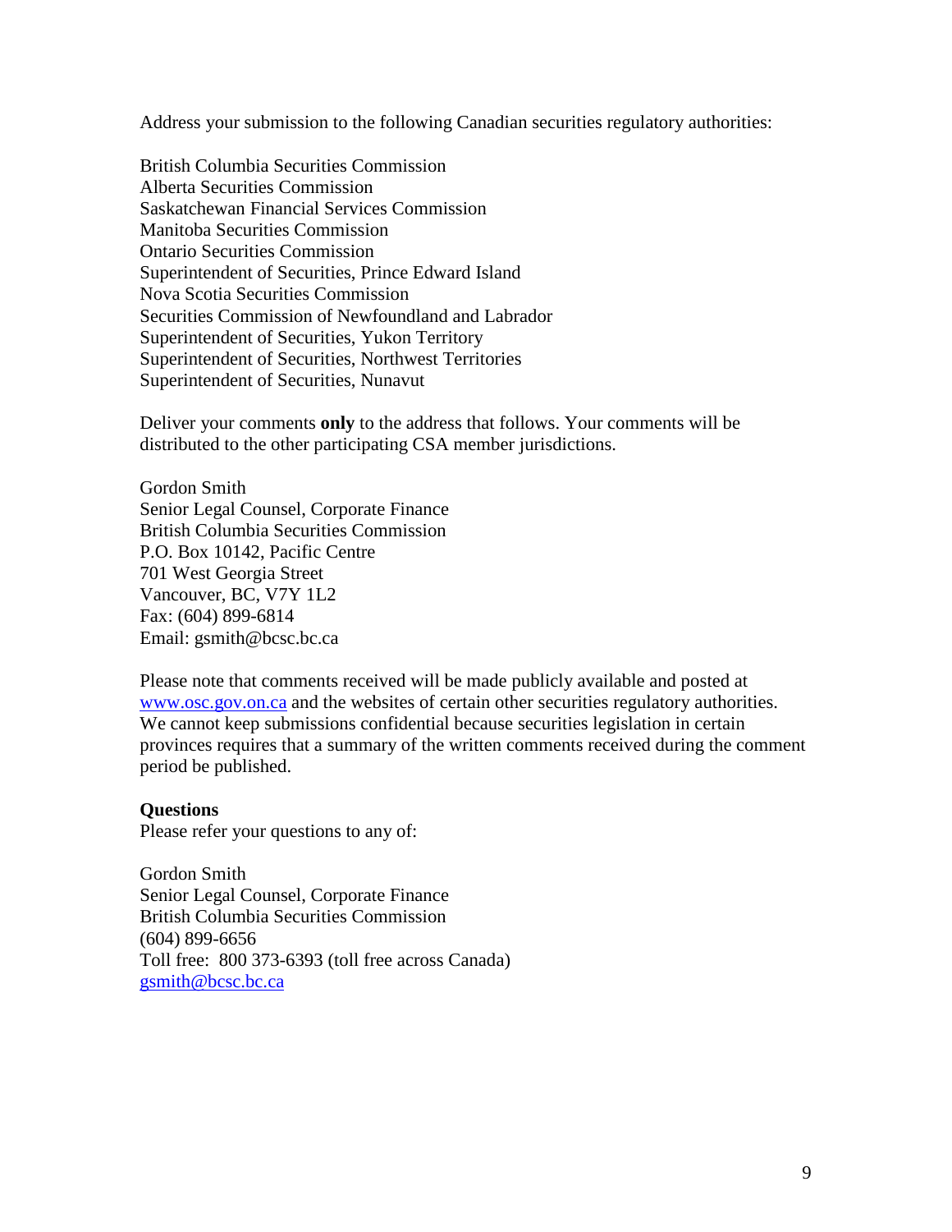Address your submission to the following Canadian securities regulatory authorities:

British Columbia Securities Commission
Alberta Securities Commission
Saskatchewan Financial Services Commission
Manitoba Securities Commission
Ontario Securities Commission
Superintendent of Securities, Prince Edward Island
Nova Scotia Securities Commission
Securities Commission of Newfoundland and Labrador
Superintendent of Securities, Yukon Territory
Superintendent of Securities, Northwest Territories
Superintendent of Securities, Nunavut

Deliver your comments **only** to the address that follows. Your comments will be distributed to the other participating CSA member jurisdictions.

Gordon Smith
Senior Legal Counsel, Corporate Finance
British Columbia Securities Commission
P.O. Box 10142, Pacific Centre
701 West Georgia Street
Vancouver, BC, V7Y 1L2
Fax: (604) 899-6814
Email: gsmith@bcsc.bc.ca

Please note that comments received will be made publicly available and posted at www.osc.gov.on.ca and the websites of certain other securities regulatory authorities. We cannot keep submissions confidential because securities legislation in certain provinces requires that a summary of the written comments received during the comment period be published.

**Questions**

Please refer your questions to any of:

Gordon Smith
Senior Legal Counsel, Corporate Finance
British Columbia Securities Commission
(604) 899-6656
Toll free: 800 373-6393 (toll free across Canada)
gsmith@bcsc.bc.ca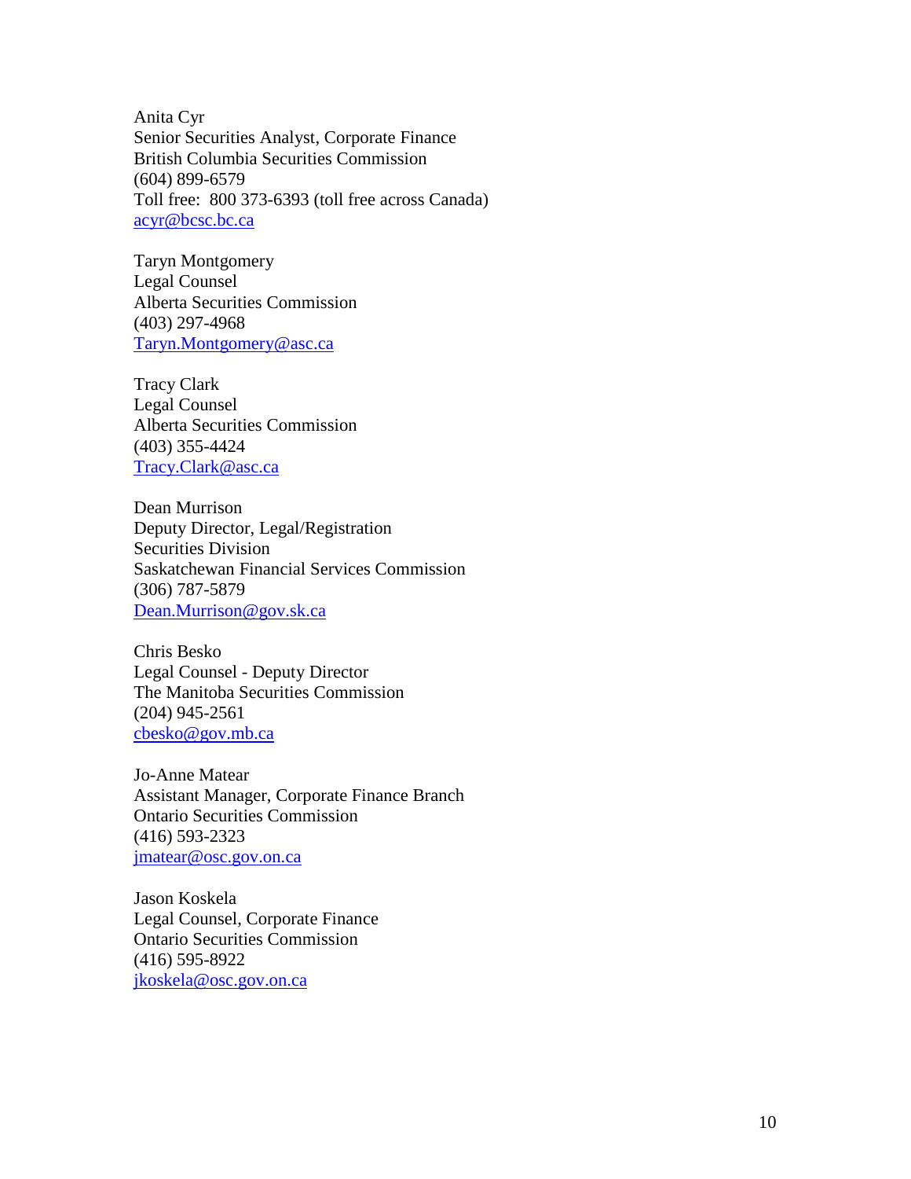Anita Cyr
Senior Securities Analyst, Corporate Finance
British Columbia Securities Commission
(604) 899-6579
Toll free: 800 373-6393 (toll free across Canada)
acyr@bcsc.bc.ca

Taryn Montgomery
Legal Counsel
Alberta Securities Commission
(403) 297-4968
Taryn.Montgomery@asc.ca

Tracy Clark
Legal Counsel
Alberta Securities Commission
(403) 355-4424
Tracy.Clark@asc.ca

Dean Murrison
Deputy Director, Legal/Registration
Securities Division
Saskatchewan Financial Services Commission
(306) 787-5879
Dean.Murrison@gov.sk.ca

Chris Besko
Legal Counsel - Deputy Director
The Manitoba Securities Commission
(204) 945-2561
cbesko@gov.mb.ca

Jo-Anne Matear
Assistant Manager, Corporate Finance Branch
Ontario Securities Commission
(416) 593-2323
jmatear@osc.gov.on.ca

Jason Koskela
Legal Counsel, Corporate Finance
Ontario Securities Commission
(416) 595-8922
jkoskela@osc.gov.on.ca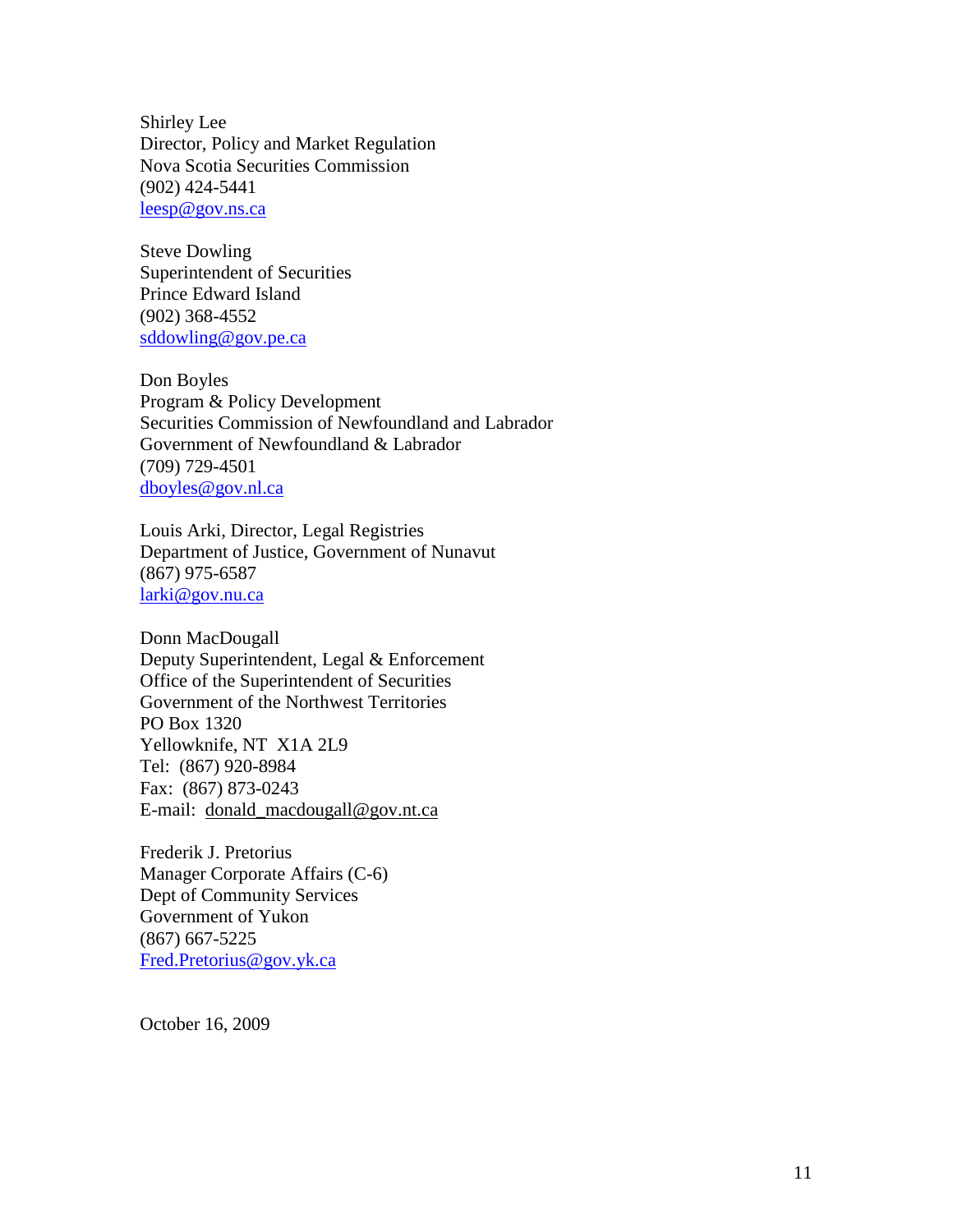Shirley Lee  
Director, Policy and Market Regulation  
Nova Scotia Securities Commission  
(902) 424-5441  
leesp@gov.ns.ca

Steve Dowling  
Superintendent of Securities  
Prince Edward Island  
(902) 368-4552  
sddowling@gov.pe.ca

Don Boyles  
Program & Policy Development  
Securities Commission of Newfoundland and Labrador  
Government of Newfoundland & Labrador  
(709) 729-4501  
dboyles@gov.nl.ca

Louis Arki, Director, Legal Registries  
Department of Justice, Government of Nunavut  
(867) 975-6587  
larki@gov.nu.ca

Donn MacDougall  
Deputy Superintendent, Legal & Enforcement  
Office of the Superintendent of Securities  
Government of the Northwest Territories  
PO Box 1320  
Yellowknife, NT X1A 2L9  
Tel: (867) 920-8984  
Fax: (867) 873-0243  
E-mail: donald_macdougall@gov.nt.ca

Frederik J. Pretorius  
Manager Corporate Affairs (C-6)  
Dept of Community Services  
Government of Yukon  
(867) 667-5225  
Fred.Pretorius@gov.yk.ca

October 16, 2009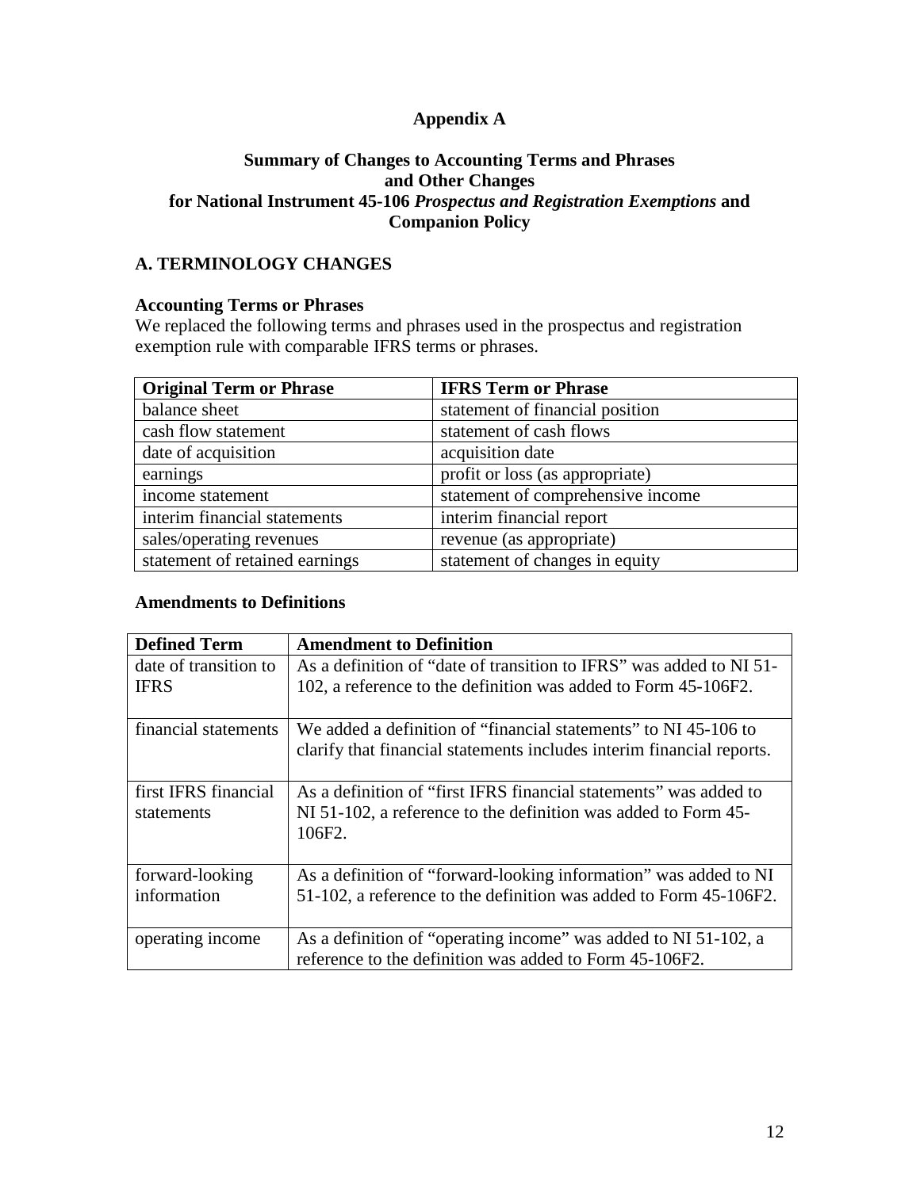# Appendix A

## Summary of Changes to Accounting Terms and Phrases and Other Changes for National Instrument 45-106 *Prospectus and Registration Exemptions* and Companion Policy

### A. TERMINOLOGY CHANGES

#### Accounting Terms or Phrases

We replaced the following terms and phrases used in the prospectus and registration exemption rule with comparable IFRS terms or phrases.

| Original Term or Phrase | IFRS Term or Phrase |
|---|---|
| balance sheet | statement of financial position |
| cash flow statement | statement of cash flows |
| date of acquisition | acquisition date |
| earnings | profit or loss (as appropriate) |
| income statement | statement of comprehensive income |
| interim financial statements | interim financial report |
| sales/operating revenues | revenue (as appropriate) |
| statement of retained earnings | statement of changes in equity |

#### Amendments to Definitions

| Defined Term | Amendment to Definition |
|---|---|
| date of transition to IFRS | As a definition of "date of transition to IFRS" was added to NI 51-102, a reference to the definition was added to Form 45-106F2. |
| financial statements | We added a definition of "financial statements" to NI 45-106 to clarify that financial statements includes interim financial reports. |
| first IFRS financial statements | As a definition of "first IFRS financial statements" was added to NI 51-102, a reference to the definition was added to Form 45-106F2. |
| forward-looking information | As a definition of "forward-looking information" was added to NI 51-102, a reference to the definition was added to Form 45-106F2. |
| operating income | As a definition of "operating income" was added to NI 51-102, a reference to the definition was added to Form 45-106F2. |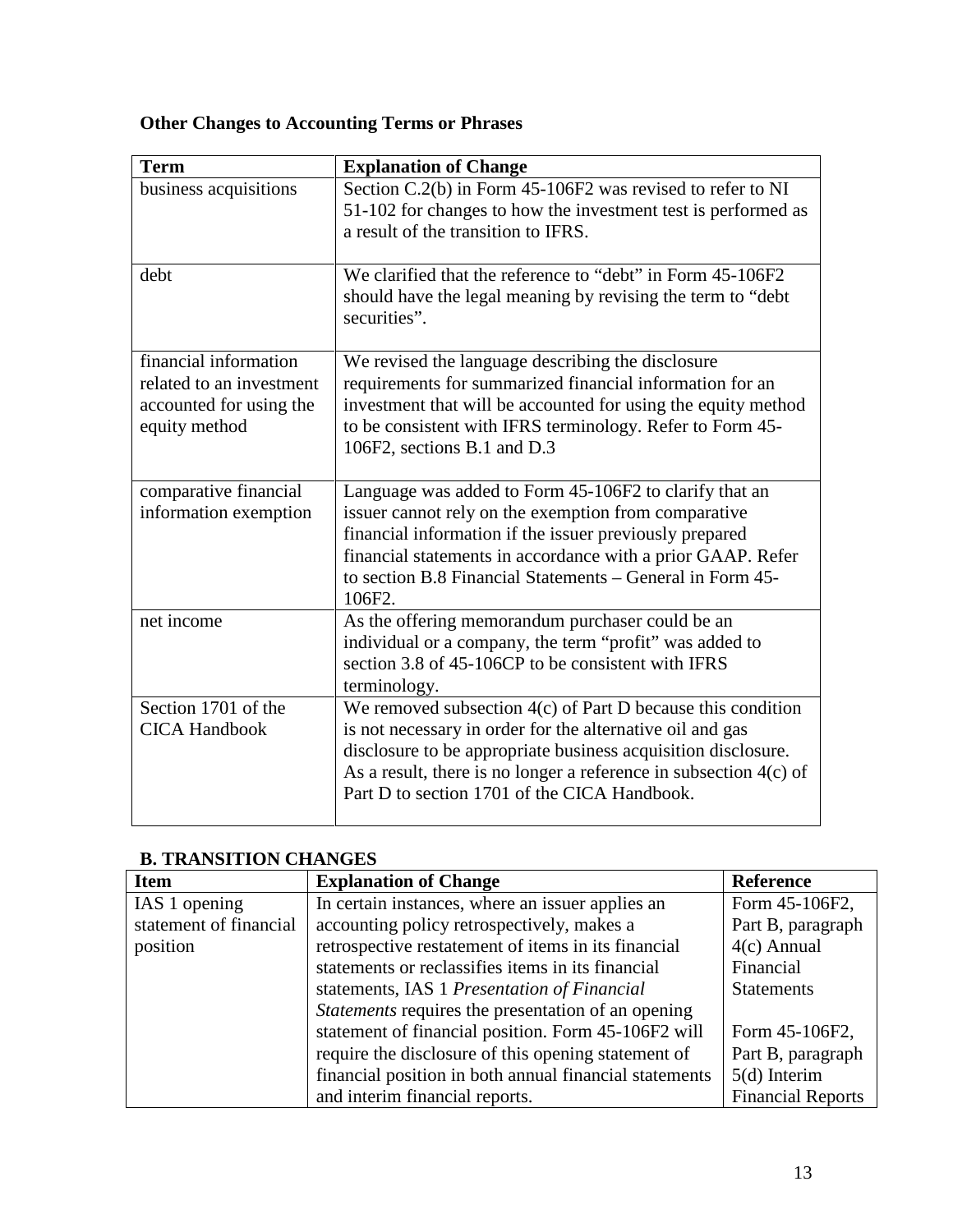**Other Changes to Accounting Terms or Phrases**

| Term | Explanation of Change |
|---|---|
| business acquisitions | Section C.2(b) in Form 45-106F2 was revised to refer to NI 51-102 for changes to how the investment test is performed as a result of the transition to IFRS. |
| debt | We clarified that the reference to "debt" in Form 45-106F2 should have the legal meaning by revising the term to "debt securities". |
| financial information related to an investment accounted for using the equity method | We revised the language describing the disclosure requirements for summarized financial information for an investment that will be accounted for using the equity method to be consistent with IFRS terminology. Refer to Form 45-106F2, sections B.1 and D.3 |
| comparative financial information exemption | Language was added to Form 45-106F2 to clarify that an issuer cannot rely on the exemption from comparative financial information if the issuer previously prepared financial statements in accordance with a prior GAAP. Refer to section B.8 Financial Statements – General in Form 45-106F2. |
| net income | As the offering memorandum purchaser could be an individual or a company, the term "profit" was added to section 3.8 of 45-106CP to be consistent with IFRS terminology. |
| Section 1701 of the CICA Handbook | We removed subsection 4(c) of Part D because this condition is not necessary in order for the alternative oil and gas disclosure to be appropriate business acquisition disclosure. As a result, there is no longer a reference in subsection 4(c) of Part D to section 1701 of the CICA Handbook. |

**B. TRANSITION CHANGES**

| Item | Explanation of Change | Reference |
|---|---|---|
| IAS 1 opening statement of financial position | In certain instances, where an issuer applies an accounting policy retrospectively, makes a retrospective restatement of items in its financial statements or reclassifies items in its financial statements, IAS 1 *Presentation of Financial Statements* requires the presentation of an opening statement of financial position. Form 45-106F2 will require the disclosure of this opening statement of financial position in both annual financial statements and interim financial reports. | Form 45-106F2, Part B, paragraph 4(c) Annual Financial Statements<br><br>Form 45-106F2, Part B, paragraph 5(d) Interim Financial Reports |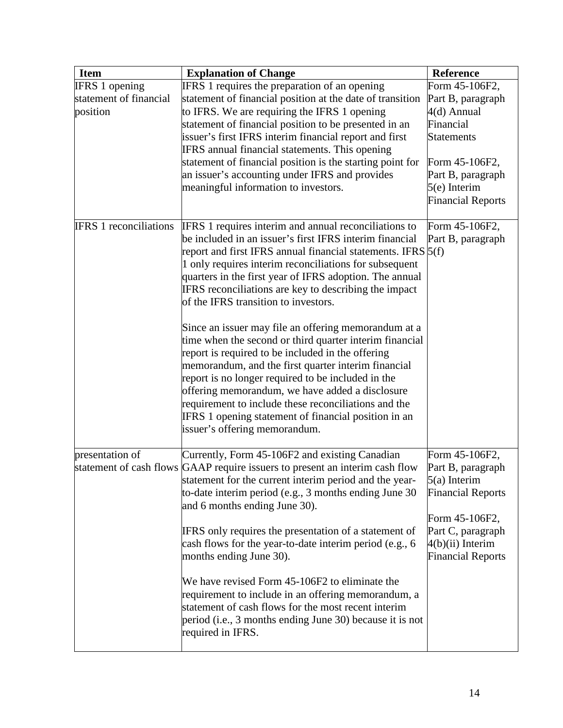| Item | Explanation of Change | Reference |
|---|---|---|
| IFRS 1 opening statement of financial position | IFRS 1 requires the preparation of an opening statement of financial position at the date of transition to IFRS. We are requiring the IFRS 1 opening statement of financial position to be presented in an issuer's first IFRS interim financial report and first IFRS annual financial statements. This opening statement of financial position is the starting point for an issuer's accounting under IFRS and provides meaningful information to investors. | Form 45-106F2, Part B, paragraph 4(d) Annual Financial Statements<br><br>Form 45-106F2, Part B, paragraph 5(e) Interim Financial Reports |
| IFRS 1 reconciliations | IFRS 1 requires interim and annual reconciliations to be included in an issuer's first IFRS interim financial report and first IFRS annual financial statements. IFRS 1 only requires interim reconciliations for subsequent quarters in the first year of IFRS adoption. The annual IFRS reconciliations are key to describing the impact of the IFRS transition to investors.<br><br>Since an issuer may file an offering memorandum at a time when the second or third quarter interim financial report is required to be included in the offering memorandum, and the first quarter interim financial report is no longer required to be included in the offering memorandum, we have added a disclosure requirement to include these reconciliations and the IFRS 1 opening statement of financial position in an issuer's offering memorandum. | Form 45-106F2, Part B, paragraph 5(f) |
| presentation of statement of cash flows | Currently, Form 45-106F2 and existing Canadian GAAP require issuers to present an interim cash flow statement for the current interim period and the year-to-date interim period (e.g., 3 months ending June 30 and 6 months ending June 30).<br><br>IFRS only requires the presentation of a statement of cash flows for the year-to-date interim period (e.g., 6 months ending June 30).<br><br>We have revised Form 45-106F2 to eliminate the requirement to include in an offering memorandum, a statement of cash flows for the most recent interim period (i.e., 3 months ending June 30) because it is not required in IFRS. | Form 45-106F2, Part B, paragraph 5(a) Interim Financial Reports<br><br>Form 45-106F2, Part C, paragraph 4(b)(ii) Interim Financial Reports |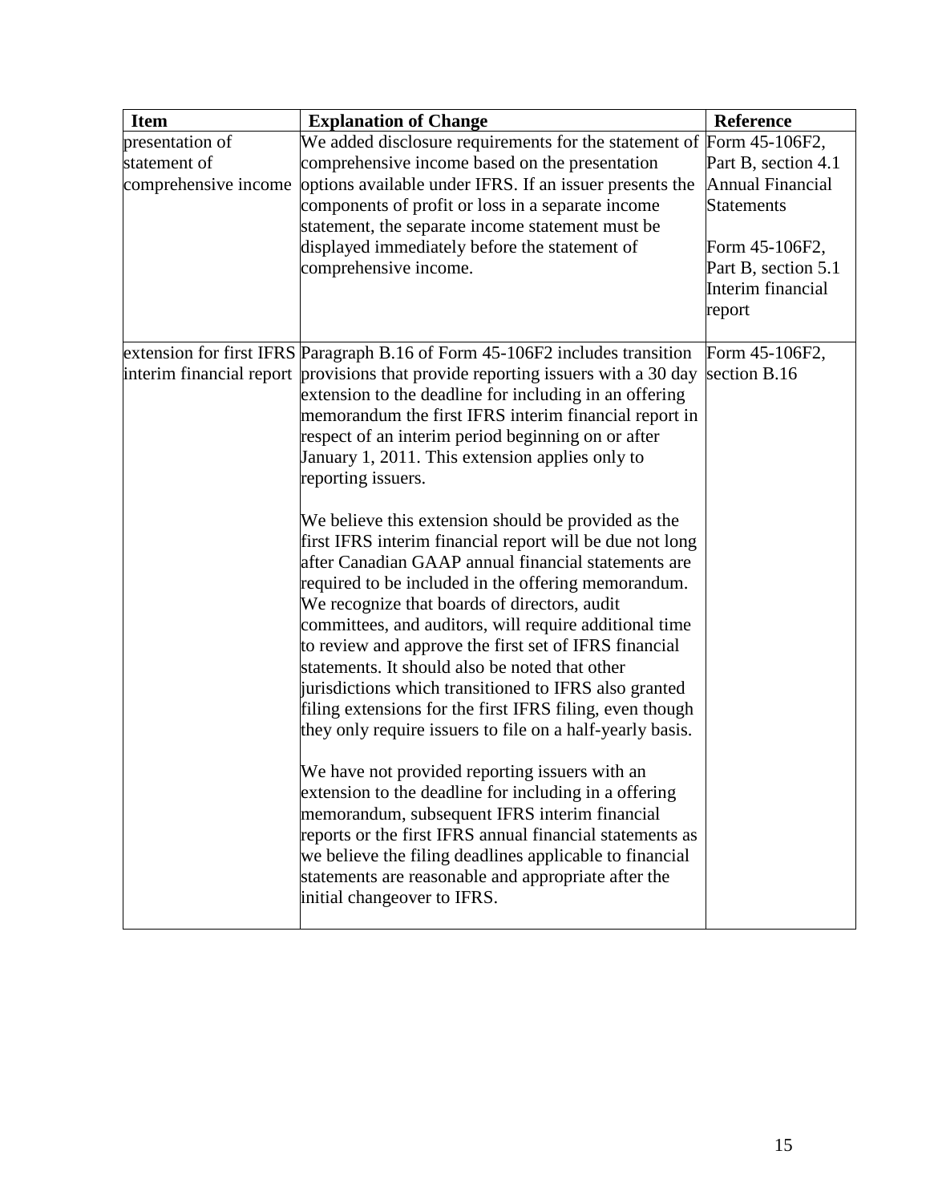| Item | Explanation of Change | Reference |
| --- | --- | --- |
| presentation of statement of comprehensive income | We added disclosure requirements for the statement of comprehensive income based on the presentation options available under IFRS. If an issuer presents the components of profit or loss in a separate income statement, the separate income statement must be displayed immediately before the statement of comprehensive income. | Form 45-106F2, Part B, section 4.1 Annual Financial Statements<br><br>Form 45-106F2, Part B, section 5.1 Interim financial report |
| extension for first IFRS interim financial report | Paragraph B.16 of Form 45-106F2 includes transition provisions that provide reporting issuers with a 30 day extension to the deadline for including in an offering memorandum the first IFRS interim financial report in respect of an interim period beginning on or after January 1, 2011. This extension applies only to reporting issuers.<br><br>We believe this extension should be provided as the first IFRS interim financial report will be due not long after Canadian GAAP annual financial statements are required to be included in the offering memorandum. We recognize that boards of directors, audit committees, and auditors, will require additional time to review and approve the first set of IFRS financial statements. It should also be noted that other jurisdictions which transitioned to IFRS also granted filing extensions for the first IFRS filing, even though they only require issuers to file on a half-yearly basis.<br><br>We have not provided reporting issuers with an extension to the deadline for including in a offering memorandum, subsequent IFRS interim financial reports or the first IFRS annual financial statements as we believe the filing deadlines applicable to financial statements are reasonable and appropriate after the initial changeover to IFRS. | Form 45-106F2, section B.16 |